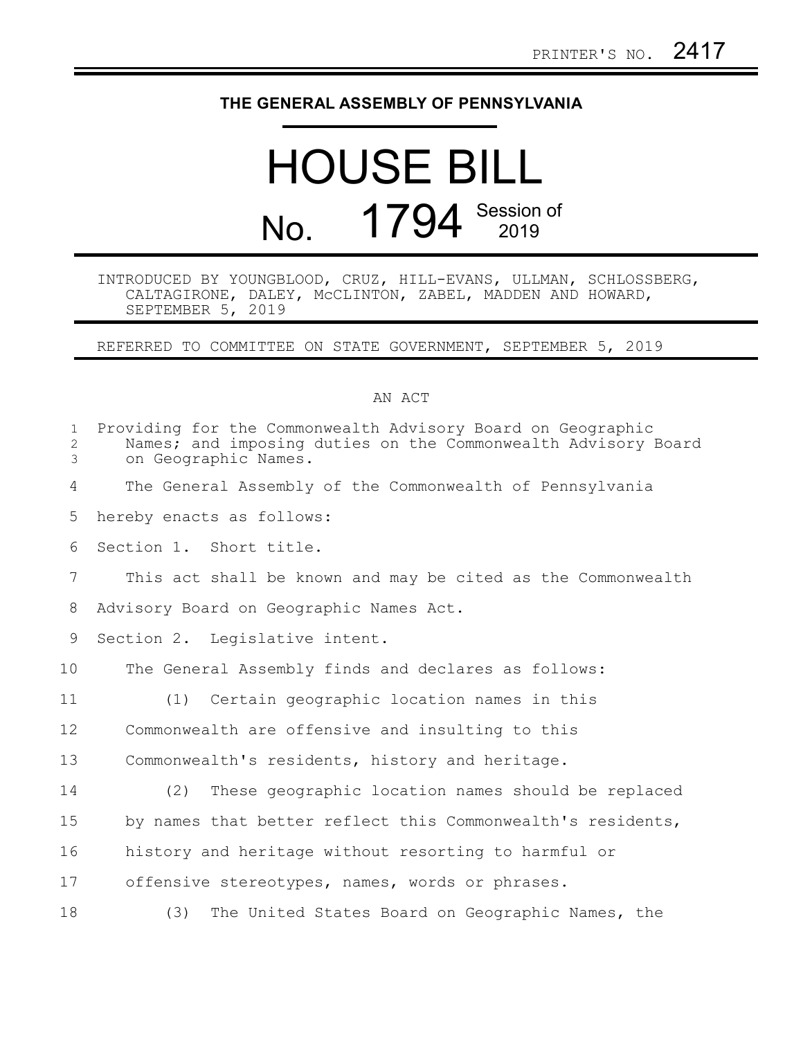PRINTER'S NO. 2417

# THE GENERAL ASSEMBLY OF PENNSYLVANIA

# HOUSE BILL

# No. 1794 Session of 2019

INTRODUCED BY YOUNGBLOOD, CRUZ, HILL-EVANS, ULLMAN, SCHLOSSBERG, CALTAGIRONE, DALEY, McCLINTON, ZABEL, MADDEN AND HOWARD, SEPTEMBER 5, 2019

REFERRED TO COMMITTEE ON STATE GOVERNMENT, SEPTEMBER 5, 2019

AN ACT

Providing for the Commonwealth Advisory Board on Geographic Names; and imposing duties on the Commonwealth Advisory Board on Geographic Names.

The General Assembly of the Commonwealth of Pennsylvania hereby enacts as follows:

Section 1. Short title.

This act shall be known and may be cited as the Commonwealth Advisory Board on Geographic Names Act.

Section 2. Legislative intent.

The General Assembly finds and declares as follows:

(1) Certain geographic location names in this Commonwealth are offensive and insulting to this Commonwealth's residents, history and heritage.

(2) These geographic location names should be replaced by names that better reflect this Commonwealth's residents, history and heritage without resorting to harmful or offensive stereotypes, names, words or phrases.

(3) The United States Board on Geographic Names, the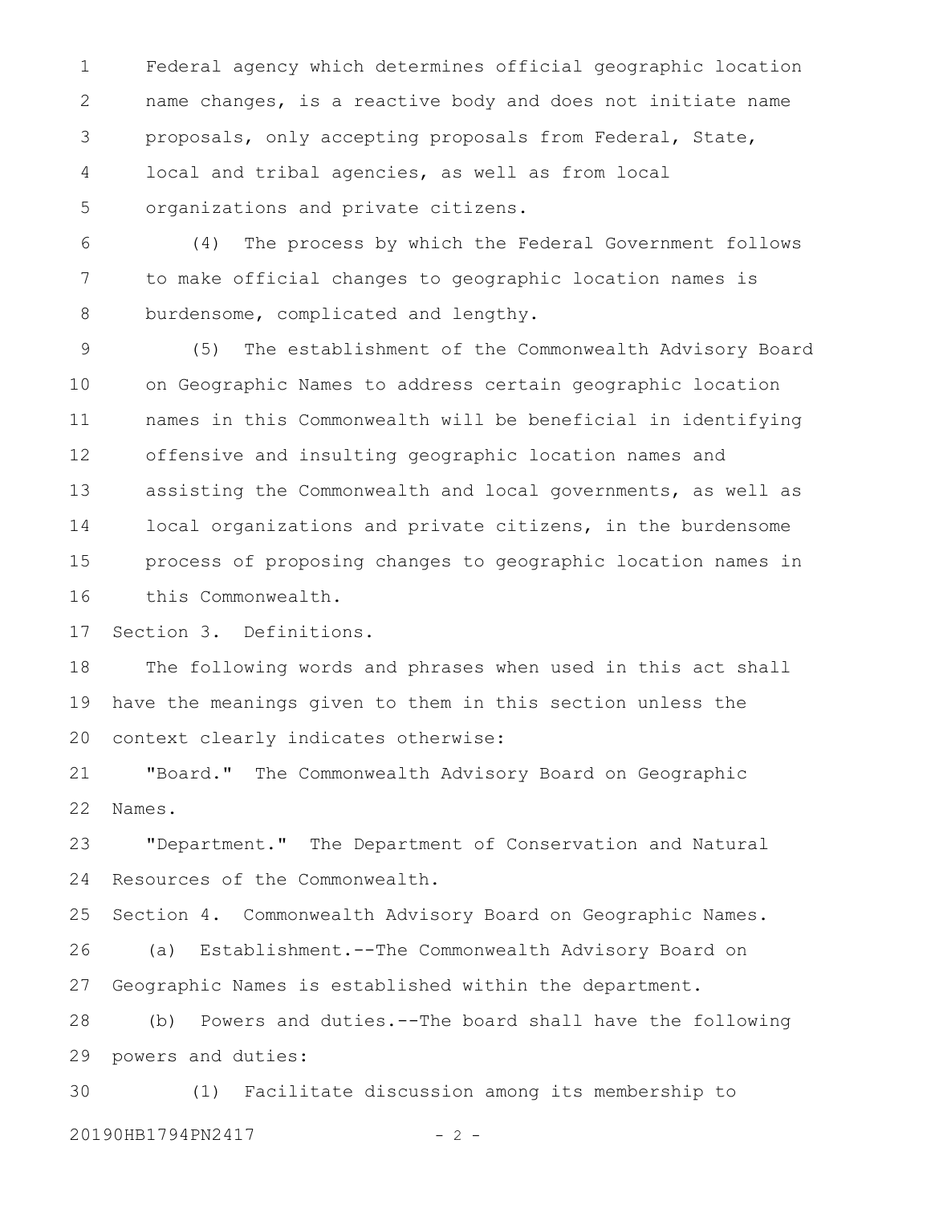Federal agency which determines official geographic location name changes, is a reactive body and does not initiate name proposals, only accepting proposals from Federal, State, local and tribal agencies, as well as from local organizations and private citizens.

(4) The process by which the Federal Government follows to make official changes to geographic location names is burdensome, complicated and lengthy.

(5) The establishment of the Commonwealth Advisory Board on Geographic Names to address certain geographic location names in this Commonwealth will be beneficial in identifying offensive and insulting geographic location names and assisting the Commonwealth and local governments, as well as local organizations and private citizens, in the burdensome process of proposing changes to geographic location names in this Commonwealth.

Section 3. Definitions.

The following words and phrases when used in this act shall have the meanings given to them in this section unless the context clearly indicates otherwise:

"Board." The Commonwealth Advisory Board on Geographic Names.

"Department." The Department of Conservation and Natural Resources of the Commonwealth.

Section 4. Commonwealth Advisory Board on Geographic Names.

(a) Establishment.--The Commonwealth Advisory Board on Geographic Names is established within the department.

(b) Powers and duties.--The board shall have the following powers and duties:

(1) Facilitate discussion among its membership to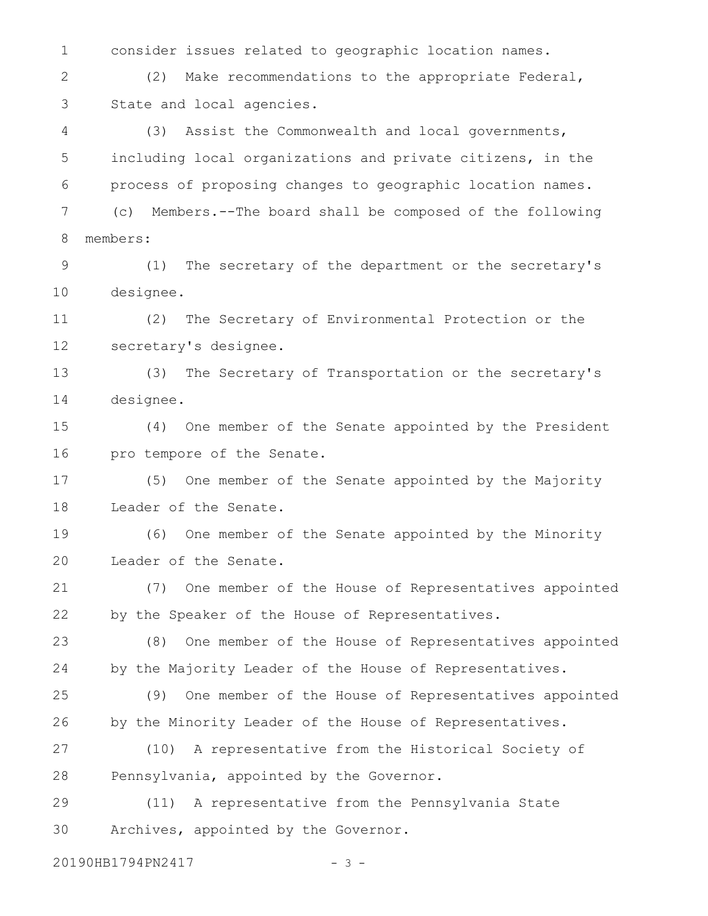consider issues related to geographic location names.

(2) Make recommendations to the appropriate Federal, State and local agencies.

(3) Assist the Commonwealth and local governments, including local organizations and private citizens, in the process of proposing changes to geographic location names.

(c) Members.--The board shall be composed of the following members:

(1) The secretary of the department or the secretary's designee.

(2) The Secretary of Environmental Protection or the secretary's designee.

(3) The Secretary of Transportation or the secretary's designee.

(4) One member of the Senate appointed by the President pro tempore of the Senate.

(5) One member of the Senate appointed by the Majority Leader of the Senate.

(6) One member of the Senate appointed by the Minority Leader of the Senate.

(7) One member of the House of Representatives appointed by the Speaker of the House of Representatives.

(8) One member of the House of Representatives appointed by the Majority Leader of the House of Representatives.

(9) One member of the House of Representatives appointed by the Minority Leader of the House of Representatives.

(10) A representative from the Historical Society of Pennsylvania, appointed by the Governor.

(11) A representative from the Pennsylvania State Archives, appointed by the Governor.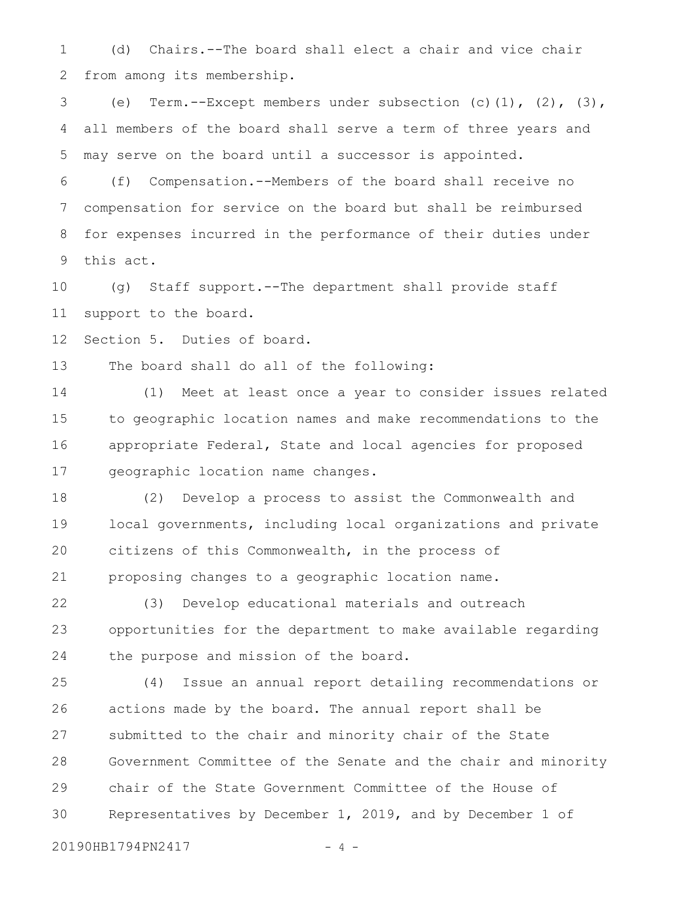(d) Chairs.--The board shall elect a chair and vice chair from among its membership.

(e) Term.--Except members under subsection (c)(1), (2), (3), all members of the board shall serve a term of three years and may serve on the board until a successor is appointed.

(f) Compensation.--Members of the board shall receive no compensation for service on the board but shall be reimbursed for expenses incurred in the performance of their duties under this act.

(g) Staff support.--The department shall provide staff support to the board.

Section 5. Duties of board.

The board shall do all of the following:

(1) Meet at least once a year to consider issues related to geographic location names and make recommendations to the appropriate Federal, State and local agencies for proposed geographic location name changes.

(2) Develop a process to assist the Commonwealth and local governments, including local organizations and private citizens of this Commonwealth, in the process of proposing changes to a geographic location name.

(3) Develop educational materials and outreach opportunities for the department to make available regarding the purpose and mission of the board.

(4) Issue an annual report detailing recommendations or actions made by the board. The annual report shall be submitted to the chair and minority chair of the State Government Committee of the Senate and the chair and minority chair of the State Government Committee of the House of Representatives by December 1, 2019, and by December 1 of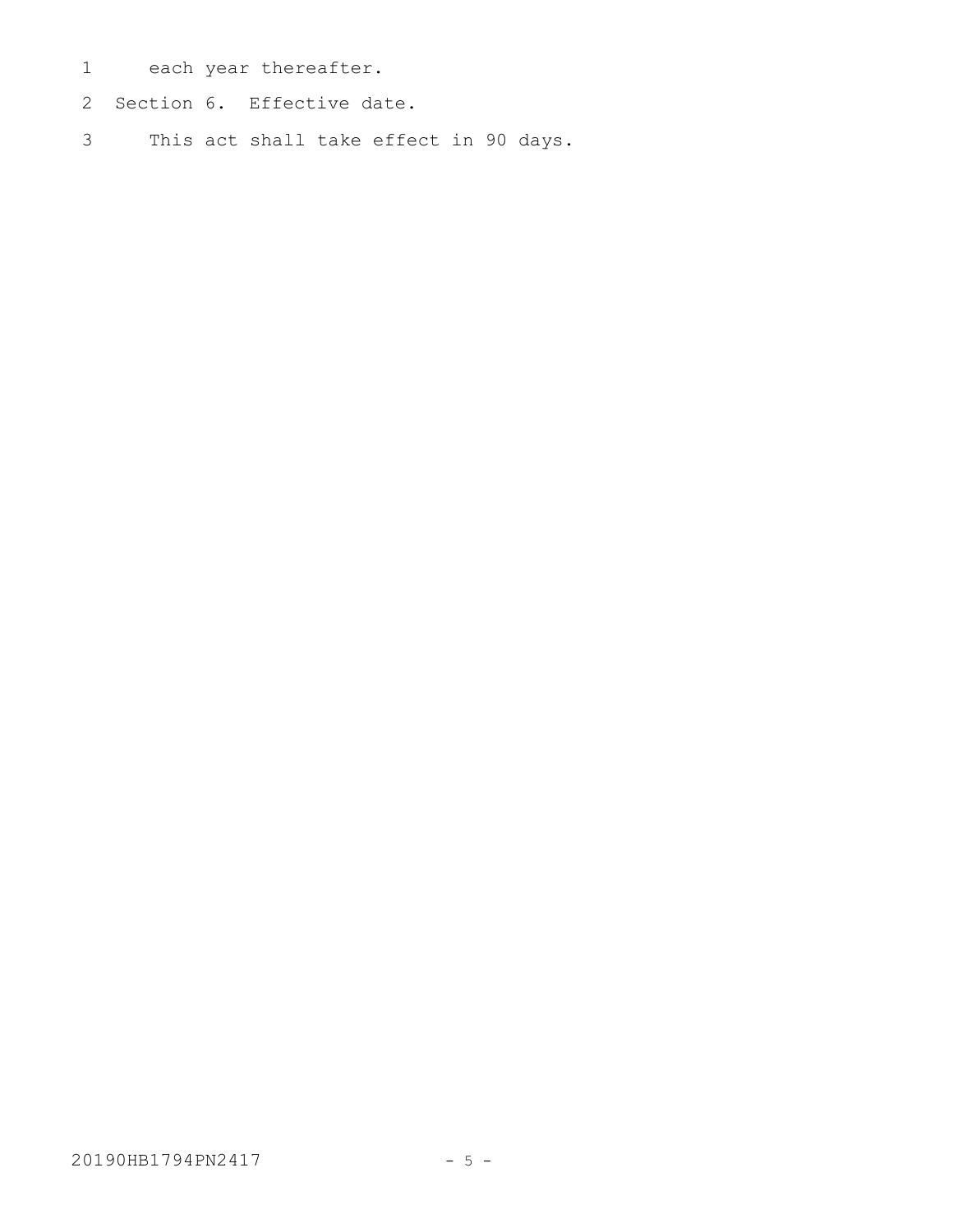each year thereafter.

Section 6. Effective date.

This act shall take effect in 90 days.